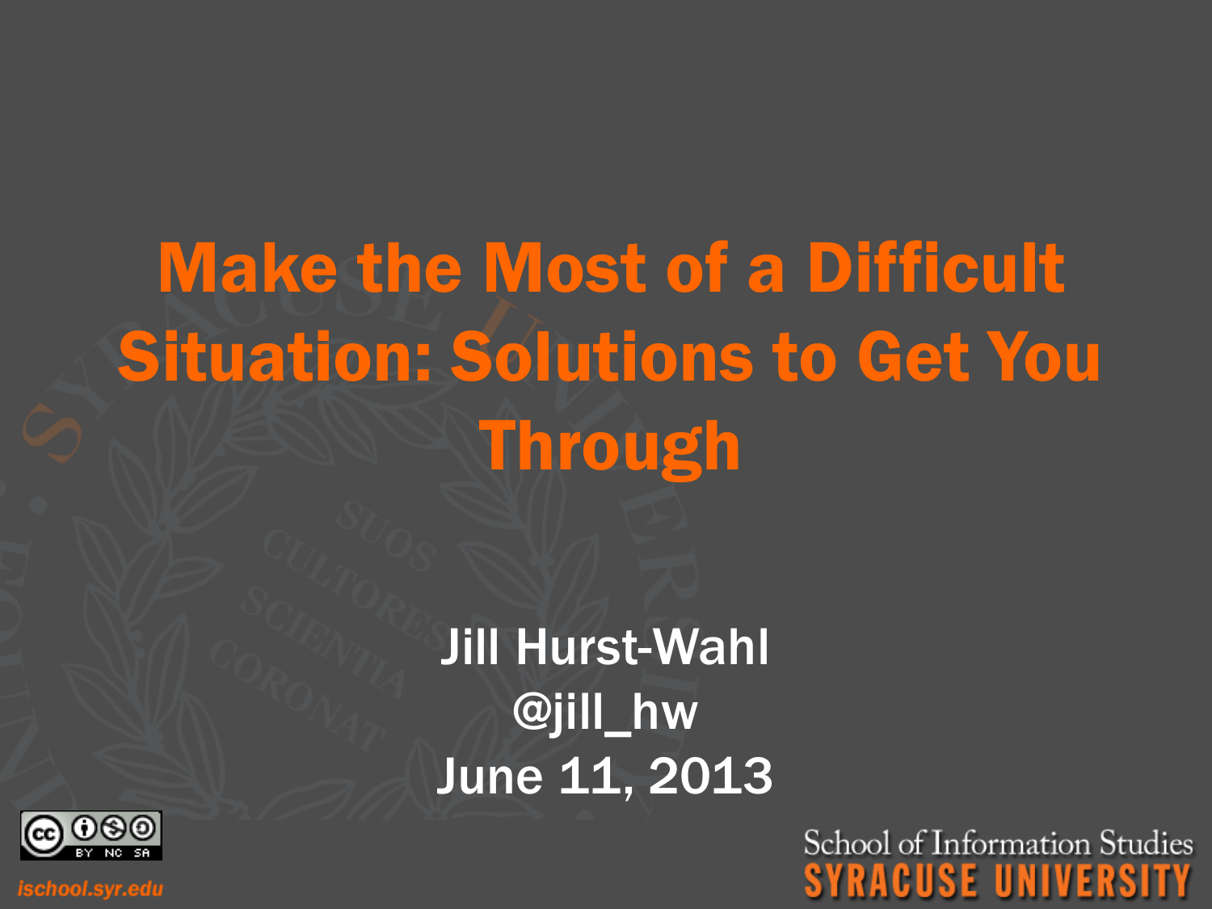# Make the Most of a Difficult Situation: Solutions to Get You Through

Jill Hurst-Wahl
@jill_hw
June 11, 2013

ischool.syr.edu

School of Information Studies
SYRACUSE UNIVERSITY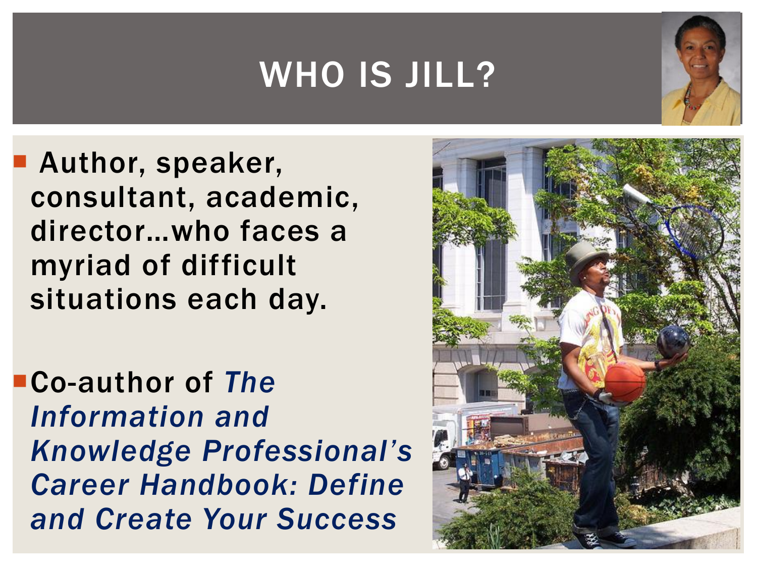# WHO IS JILL?

- Author, speaker, consultant, academic, director…who faces a myriad of difficult situations each day.

- Co-author of *The Information and Knowledge Professional's Career Handbook: Define and Create Your Success*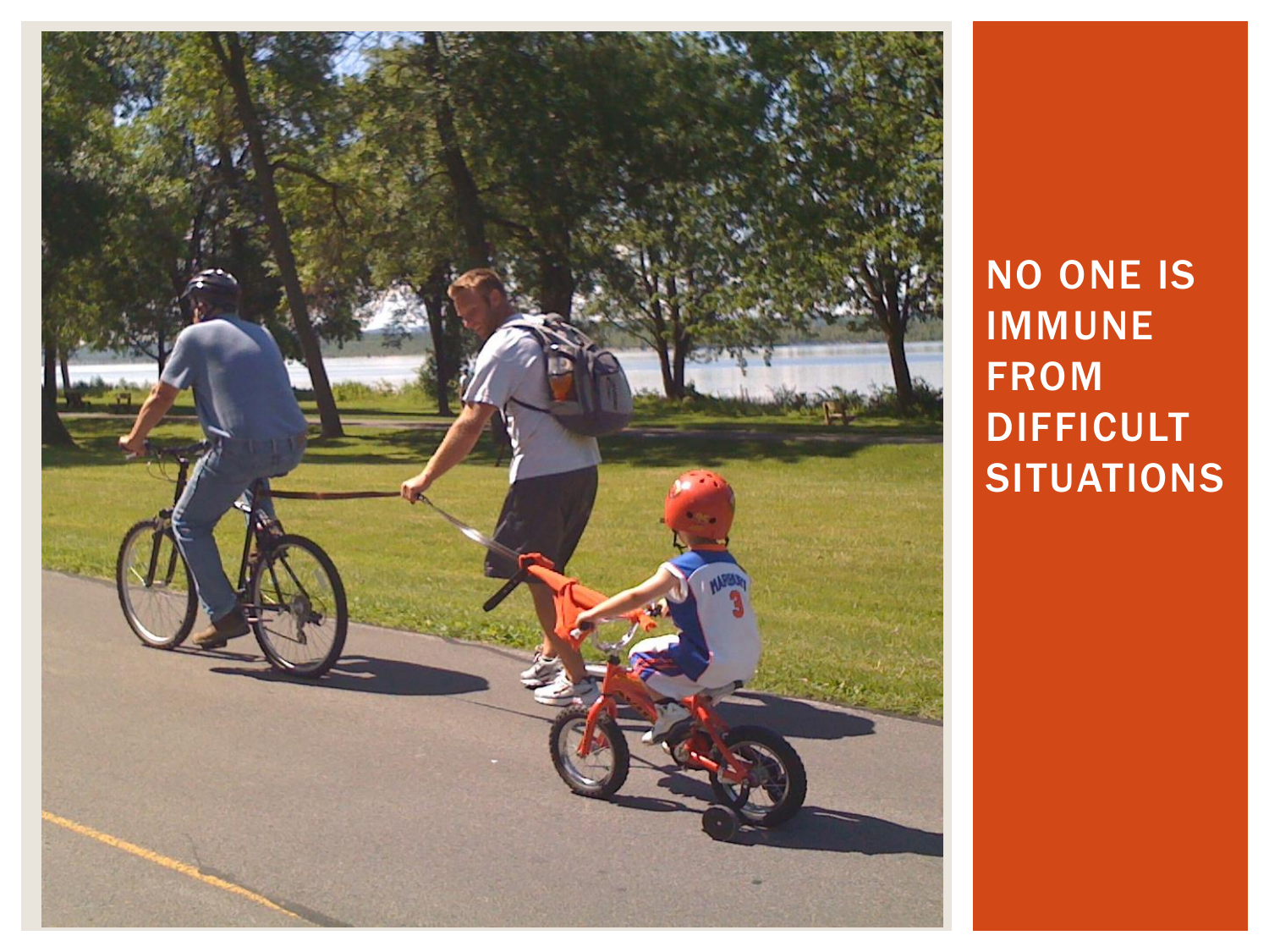# NO ONE IS IMMUNE FROM DIFFICULT SITUATIONS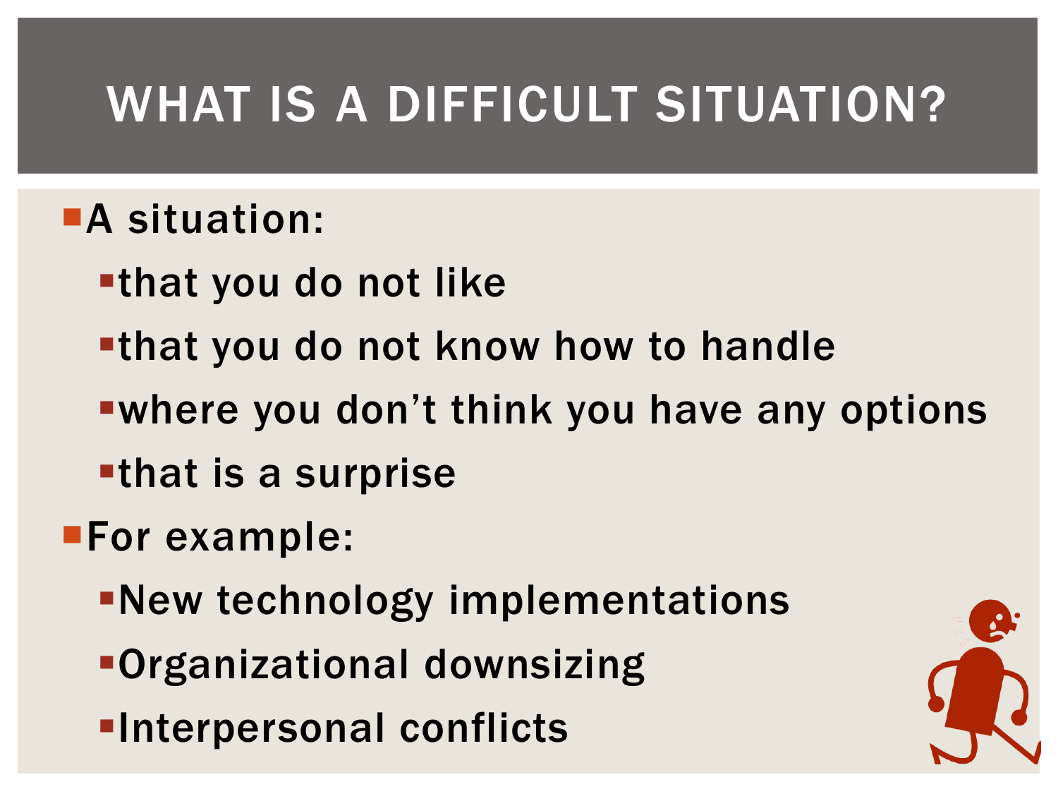# WHAT IS A DIFFICULT SITUATION?

- A situation:
  - that you do not like
  - that you do not know how to handle
  - where you don't think you have any options
  - that is a surprise
- For example:
  - New technology implementations
  - Organizational downsizing
  - Interpersonal conflicts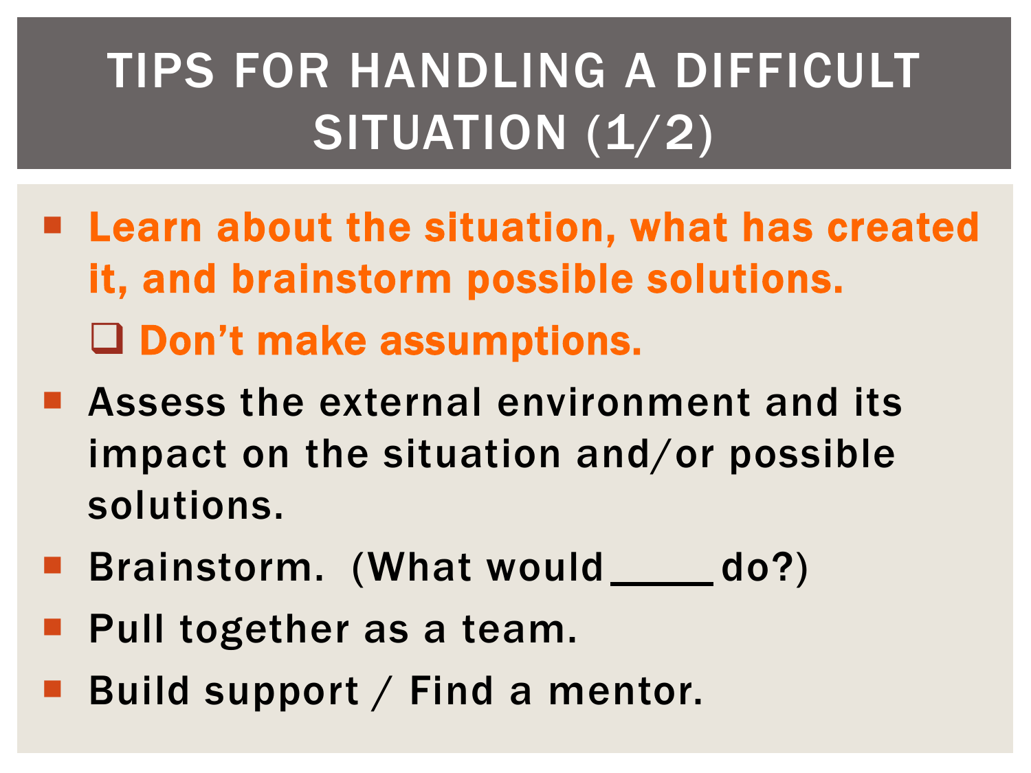# TIPS FOR HANDLING A DIFFICULT SITUATION (1/2)

- **Learn about the situation, what has created it, and brainstorm possible solutions.**
  - **Don't make assumptions.**
- Assess the external environment and its impact on the situation and/or possible solutions.
- Brainstorm. (What would _____ do?)
- Pull together as a team.
- Build support / Find a mentor.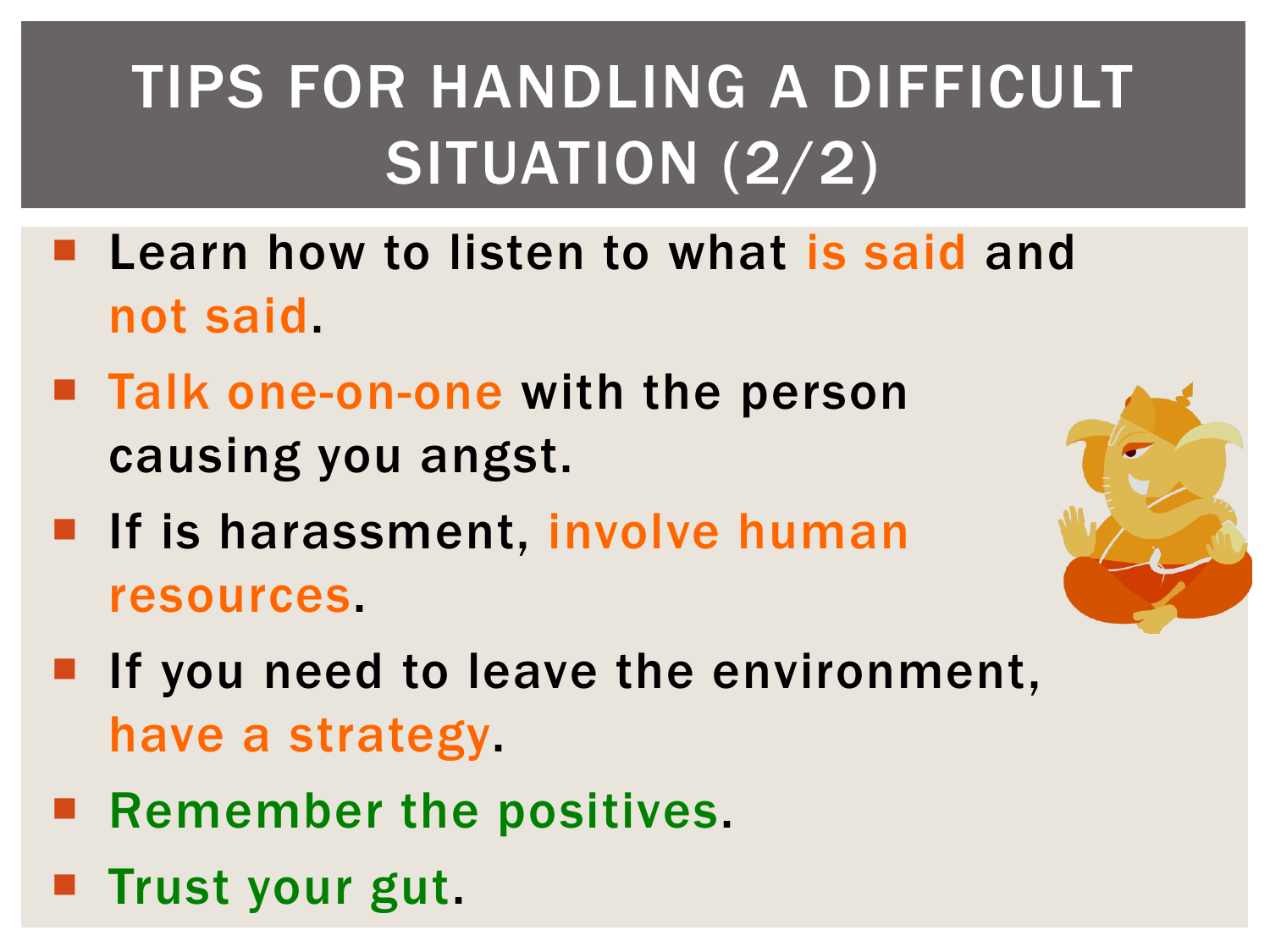# TIPS FOR HANDLING A DIFFICULT SITUATION (2/2)

- Learn how to listen to what is said and not said.
- Talk one-on-one with the person causing you angst.
- If is harassment, involve human resources.
- If you need to leave the environment, have a strategy.
- Remember the positives.
- Trust your gut.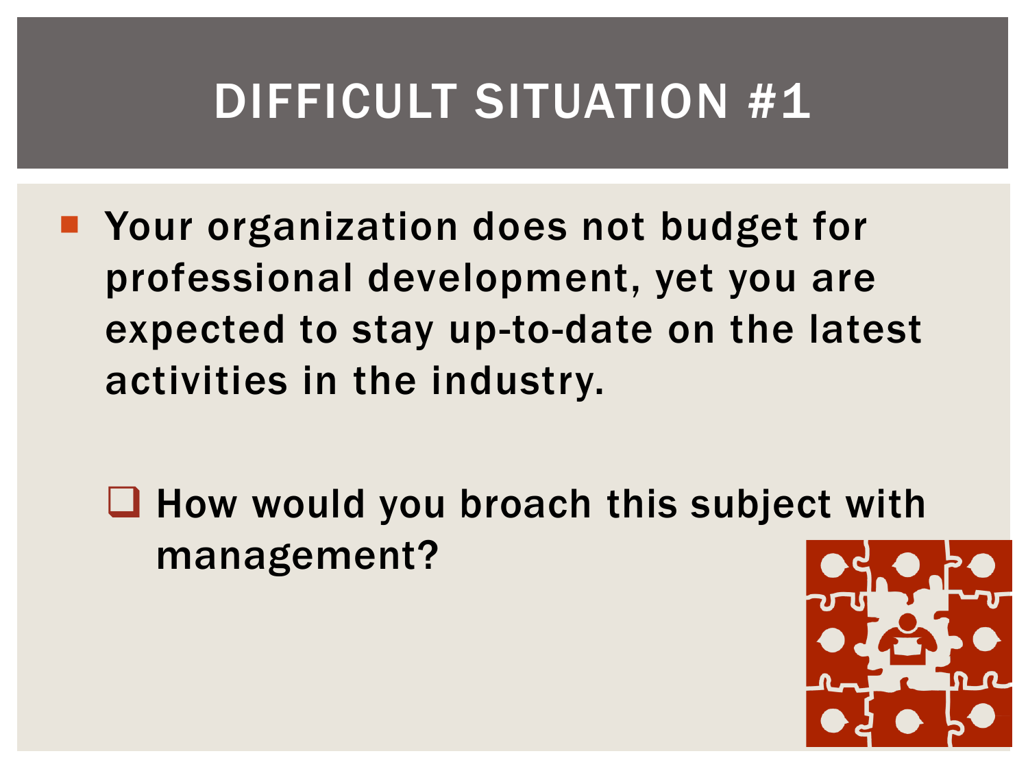# DIFFICULT SITUATION #1

- Your organization does not budget for professional development, yet you are expected to stay up-to-date on the latest activities in the industry.
  - How would you broach this subject with management?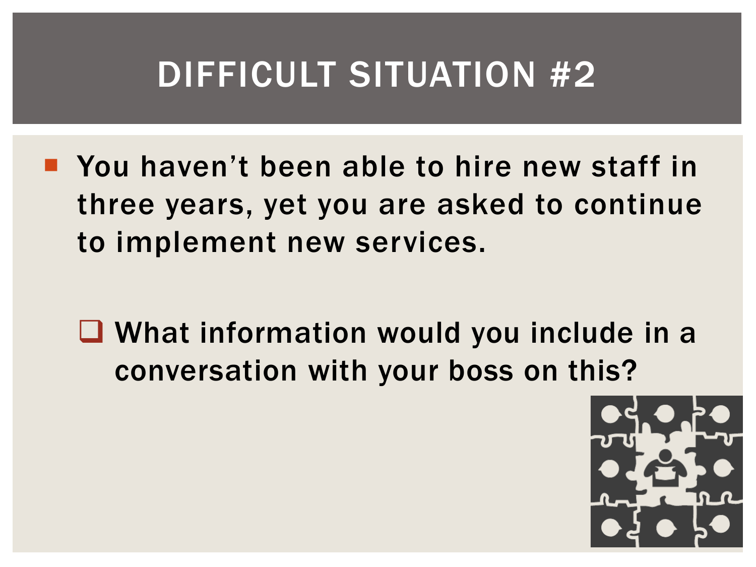# DIFFICULT SITUATION #2

- You haven't been able to hire new staff in three years, yet you are asked to continue to implement new services.
  - What information would you include in a conversation with your boss on this?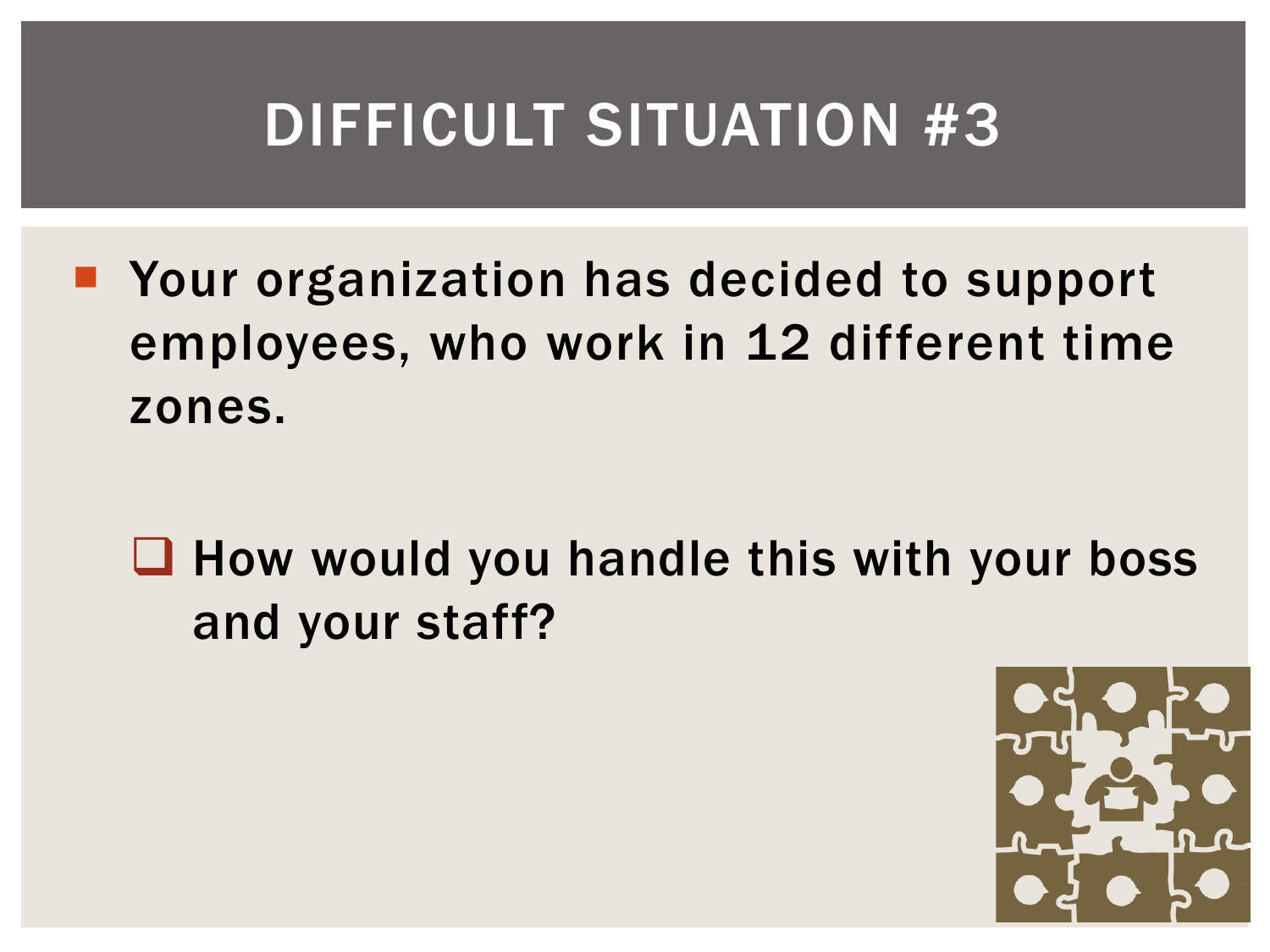# DIFFICULT SITUATION #3

- Your organization has decided to support employees, who work in 12 different time zones.

  - How would you handle this with your boss and your staff?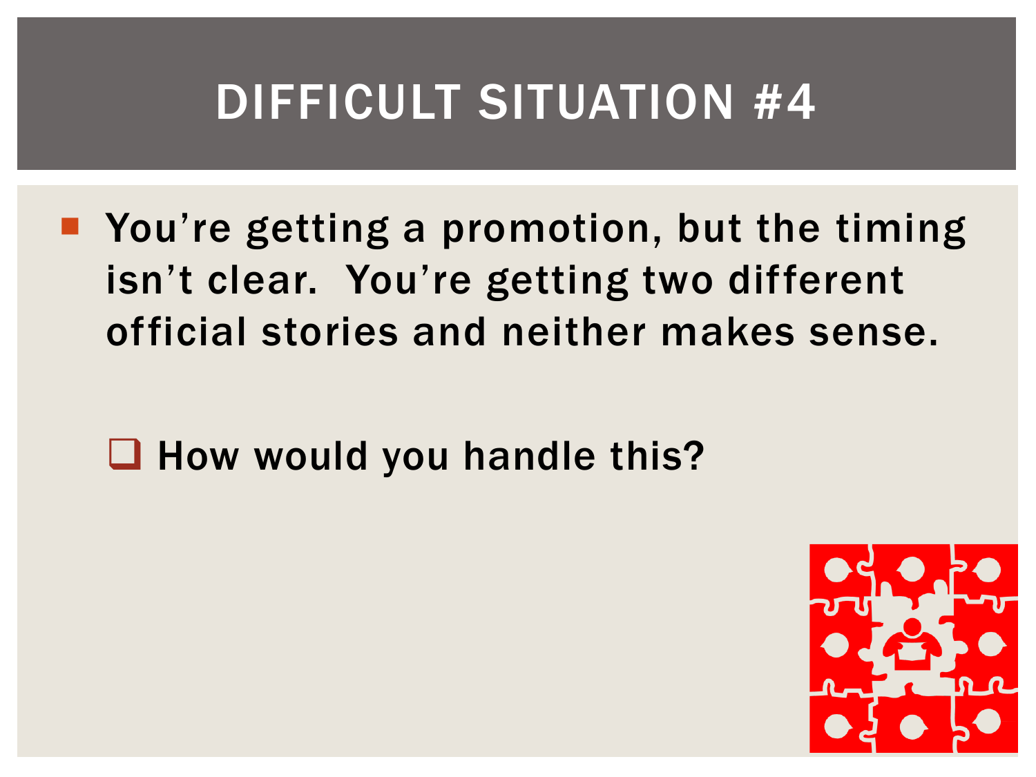# DIFFICULT SITUATION #4

- You're getting a promotion, but the timing isn't clear. You're getting two different official stories and neither makes sense.

  - ❑ How would you handle this?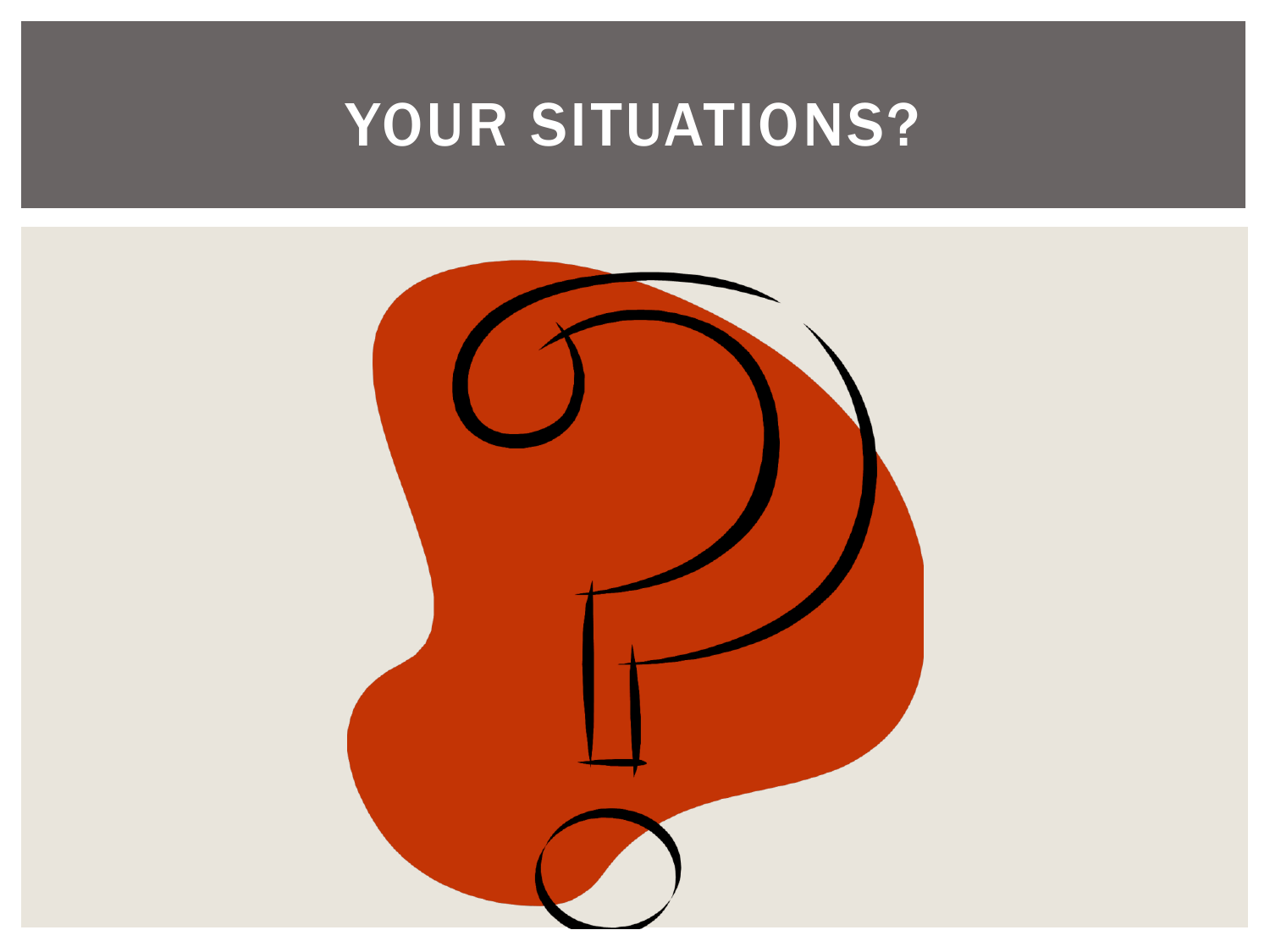# YOUR SITUATIONS?